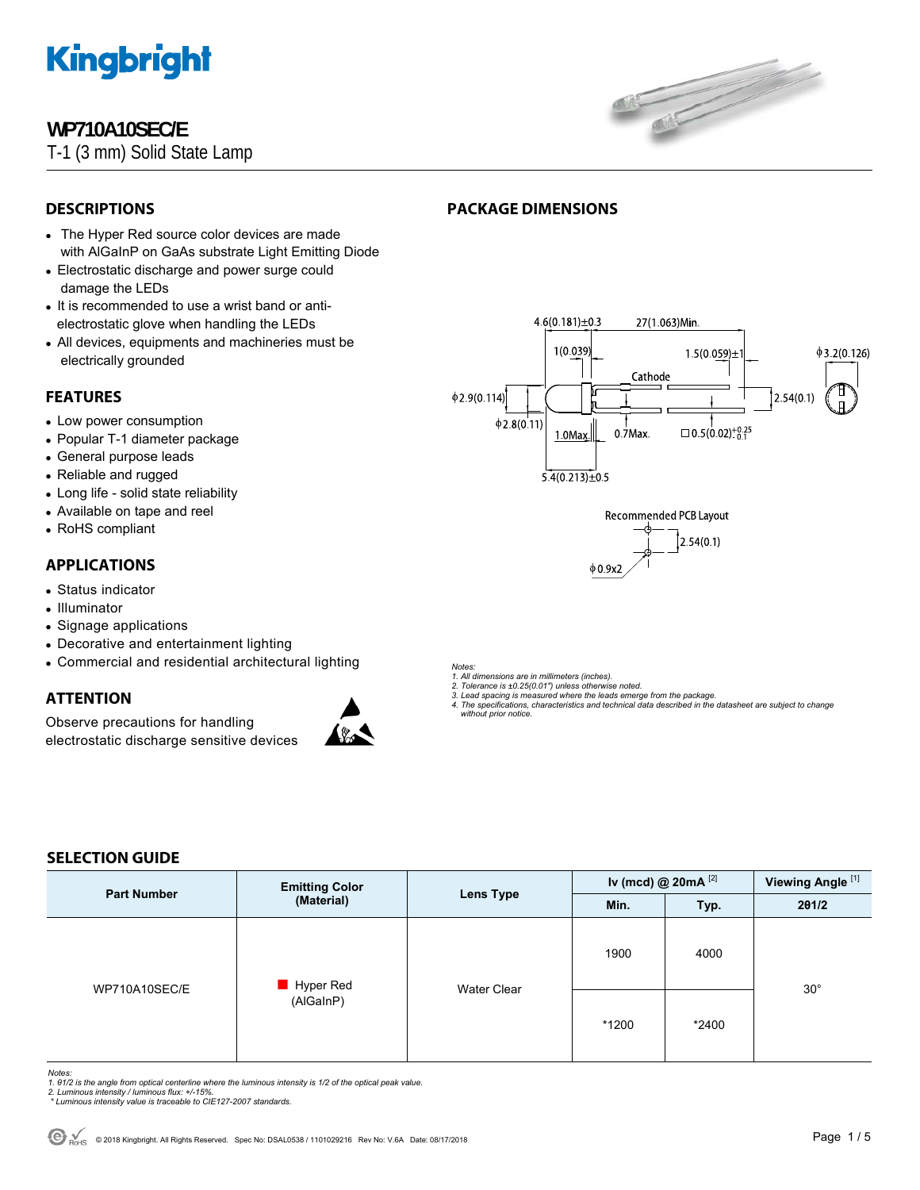# WP710A10SEC/E

T-1 (3 mm) Solid State Lamp

## DESCRIPTIONS

- The Hyper Red source color devices are made with AlGaInP on GaAs substrate Light Emitting Diode
- Electrostatic discharge and power surge could damage the LEDs
- It is recommended to use a wrist band or anti-electrostatic glove when handling the LEDs
- All devices, equipments and machineries must be electrically grounded

## FEATURES

- Low power consumption
- Popular T-1 diameter package
- General purpose leads
- Reliable and rugged
- Long life - solid state reliability
- Available on tape and reel
- RoHS compliant

## APPLICATIONS

- Status indicator
- Illuminator
- Signage applications
- Decorative and entertainment lighting
- Commercial and residential architectural lighting

## ATTENTION

Observe precautions for handling electrostatic discharge sensitive devices

## PACKAGE DIMENSIONS

4.6(0.181)±0.3  
27(1.063)Min.  
1(0.039)  
1.5(0.059)±1  
ϕ3.2(0.126)  
Cathode  
ϕ2.9(0.114)  
2.54(0.1)  
ϕ2.8(0.11)  
1.0Max.  
0.7Max.  
□0.5(0.02)$^{+0.25}_{-0.1}$  
5.4(0.213)±0.5

Recommended PCB Layout  
2.54(0.1)  
ϕ0.9x2

*Notes:*  
*1. All dimensions are in millimeters (inches).*  
*2. Tolerance is ±0.25(0.01") unless otherwise noted.*  
*3. Lead spacing is measured where the leads emerge from the package.*  
*4. The specifications, characteristics and technical data described in the datasheet are subject to change without prior notice.*

## SELECTION GUIDE

| Part Number | Emitting Color (Material) | Lens Type | Iv (mcd) @ 20mA [2] | | Viewing Angle [1] |
|---|---|---|---|---|---|
| | | | Min. | Typ. | 2θ1/2 |
| WP710A10SEC/E | Hyper Red (AlGaInP) | Water Clear | 1900 | 4000 | 30° |
| | | | *1200 | *2400 | |

*Notes:*  
*1. θ1/2 is the angle from optical centerline where the luminous intensity is 1/2 of the optical peak value.*  
*2. Luminous intensity / luminous flux: +/-15%.*  
*\* Luminous intensity value is traceable to CIE127-2007 standards.*

© 2018 Kingbright. All Rights Reserved. Spec No: DSAL0538 / 1101029216 Rev No: V.6A Date: 08/17/2018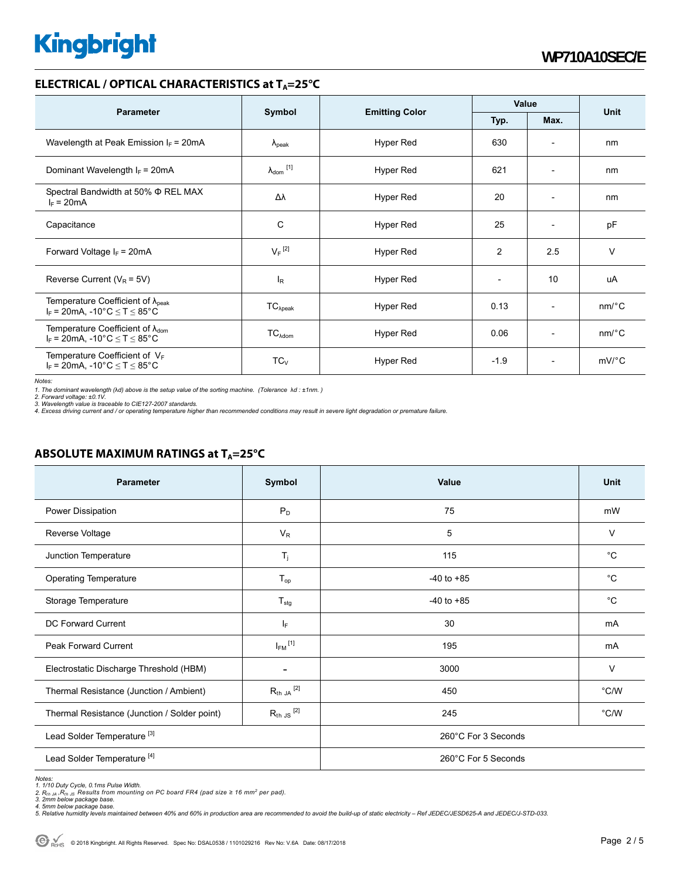## ELECTRICAL / OPTICAL CHARACTERISTICS at $T_A$=25°C

| Parameter | Symbol | Emitting Color | Value | | Unit |
|---|---|---|---|---|---|
| | | | Typ. | Max. | |
| Wavelength at Peak Emission $I_F$ = 20mA | $\lambda_{peak}$ | Hyper Red | 630 | - | nm |
| Dominant Wavelength $I_F$ = 20mA | $\lambda_{dom}$ [1] | Hyper Red | 621 | - | nm |
| Spectral Bandwidth at 50% Φ REL MAX $I_F$ = 20mA | Δλ | Hyper Red | 20 | - | nm |
| Capacitance | C | Hyper Red | 25 | - | pF |
| Forward Voltage $I_F$ = 20mA | $V_F$ [2] | Hyper Red | 2 | 2.5 | V |
| Reverse Current ($V_R$ = 5V) | $I_R$ | Hyper Red | - | 10 | uA |
| Temperature Coefficient of $\lambda_{peak}$ $I_F$ = 20mA, -10°C ≤ T ≤ 85°C | $TC_{\lambda peak}$ | Hyper Red | 0.13 | - | nm/°C |
| Temperature Coefficient of $\lambda_{dom}$ $I_F$ = 20mA, -10°C ≤ T ≤ 85°C | $TC_{\lambda dom}$ | Hyper Red | 0.06 | - | nm/°C |
| Temperature Coefficient of $V_F$ $I_F$ = 20mA, -10°C ≤ T ≤ 85°C | $TC_V$ | Hyper Red | -1.9 | - | mV/°C |

*Notes:*
*1. The dominant wavelength (λd) above is the setup value of the sorting machine. (Tolerance λd : ±1nm. )*
*2. Forward voltage: ±0.1V.*
*3. Wavelength value is traceable to CIE127-2007 standards.*
*4. Excess driving current and / or operating temperature higher than recommended conditions may result in severe light degradation or premature failure.*

## ABSOLUTE MAXIMUM RATINGS at $T_A$=25°C

| Parameter | Symbol | Value | Unit |
|---|---|---|---|
| Power Dissipation | $P_D$ | 75 | mW |
| Reverse Voltage | $V_R$ | 5 | V |
| Junction Temperature | $T_j$ | 115 | °C |
| Operating Temperature | $T_{op}$ | -40 to +85 | °C |
| Storage Temperature | $T_{stg}$ | -40 to +85 | °C |
| DC Forward Current | $I_F$ | 30 | mA |
| Peak Forward Current | $I_{FM}$ [1] | 195 | mA |
| Electrostatic Discharge Threshold (HBM) | - | 3000 | V |
| Thermal Resistance (Junction / Ambient) | $R_{th\ JA}$ [2] | 450 | °C/W |
| Thermal Resistance (Junction / Solder point) | $R_{th\ JS}$ [2] | 245 | °C/W |
| Lead Solder Temperature [3] | | 260°C For 3 Seconds | |
| Lead Solder Temperature [4] | | 260°C For 5 Seconds | |

*Notes:*
*1. 1/10 Duty Cycle, 0.1ms Pulse Width.*
*2. $R_{th\ JA}$ ,$R_{th\ JS}$ Results from mounting on PC board FR4 (pad size ≥ 16 mm² per pad).*
*3. 2mm below package base.*
*4. 5mm below package base.*
*5. Relative humidity levels maintained between 40% and 60% in production area are recommended to avoid the build-up of static electricity – Ref JEDEC/JESD625-A and JEDEC/J-STD-033.*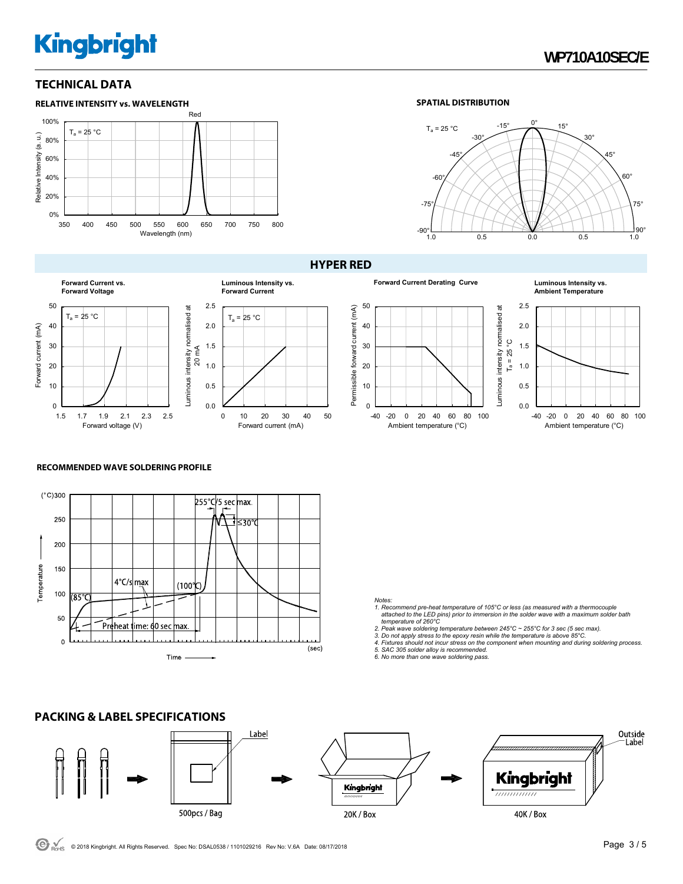## TECHNICAL DATA

### RELATIVE INTENSITY vs. WAVELENGTH

### SPATIAL DISTRIBUTION

## HYPER RED

**Forward Current vs. Forward Voltage**

**Luminous Intensity vs. Forward Current**

**Forward Current Derating Curve**

**Luminous Intensity vs. Ambient Temperature**

### RECOMMENDED WAVE SOLDERING PROFILE

*Notes:*

1. *Recommend pre-heat temperature of 105°C or less (as measured with a thermocouple attached to the LED pins) prior to immersion in the solder wave with a maximum solder bath temperature of 260°C*
2. *Peak wave soldering temperature between 245°C ~ 255°C for 3 sec (5 sec max).*
3. *Do not apply stress to the epoxy resin while the temperature is above 85°C.*
4. *Fixtures should not incur stress on the component when mounting and during soldering process.*
5. *SAC 305 solder alloy is recommended.*
6. *No more than one wave soldering pass.*

## PACKING & LABEL SPECIFICATIONS

500pcs / Bag → 20K / Box → 40K / Box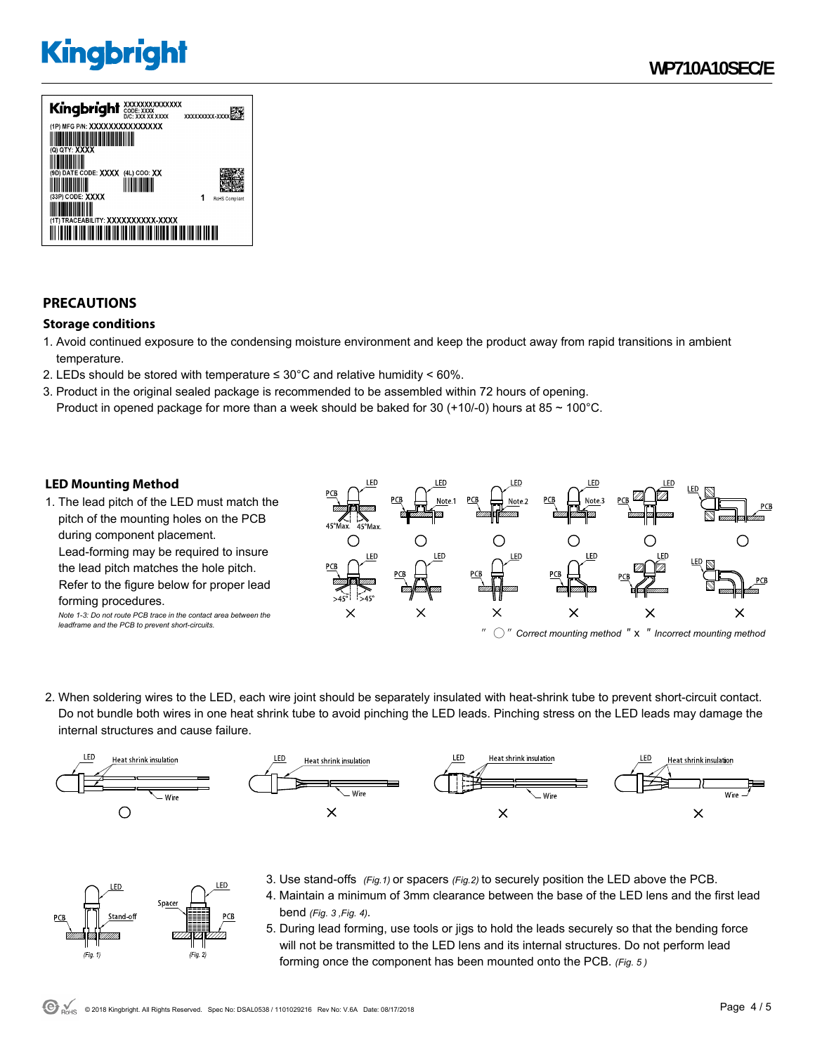## PRECAUTIONS

### Storage conditions

1. Avoid continued exposure to the condensing moisture environment and keep the product away from rapid transitions in ambient temperature.
2. LEDs should be stored with temperature ≤ 30°C and relative humidity < 60%.
3. Product in the original sealed package is recommended to be assembled within 72 hours of opening.
   Product in opened package for more than a week should be baked for 30 (+10/-0) hours at 85 ~ 100°C.

### LED Mounting Method

1. The lead pitch of the LED must match the pitch of the mounting holes on the PCB during component placement.
   Lead-forming may be required to insure the lead pitch matches the hole pitch.
   Refer to the figure below for proper lead forming procedures.
   *Note 1-3: Do not route PCB trace in the contact area between the leadframe and the PCB to prevent short-circuits.*

*" ○ " Correct mounting method " x " Incorrect mounting method*

2. When soldering wires to the LED, each wire joint should be separately insulated with heat-shrink tube to prevent short-circuit contact. Do not bundle both wires in one heat shrink tube to avoid pinching the LED leads. Pinching stress on the LED leads may damage the internal structures and cause failure.

3. Use stand-offs *(Fig.1)* or spacers *(Fig.2)* to securely position the LED above the PCB.
4. Maintain a minimum of 3mm clearance between the base of the LED lens and the first lead bend *(Fig. 3 ,Fig. 4)*.
5. During lead forming, use tools or jigs to hold the leads securely so that the bending force will not be transmitted to the LED lens and its internal structures. Do not perform lead forming once the component has been mounted onto the PCB. *(Fig. 5 )*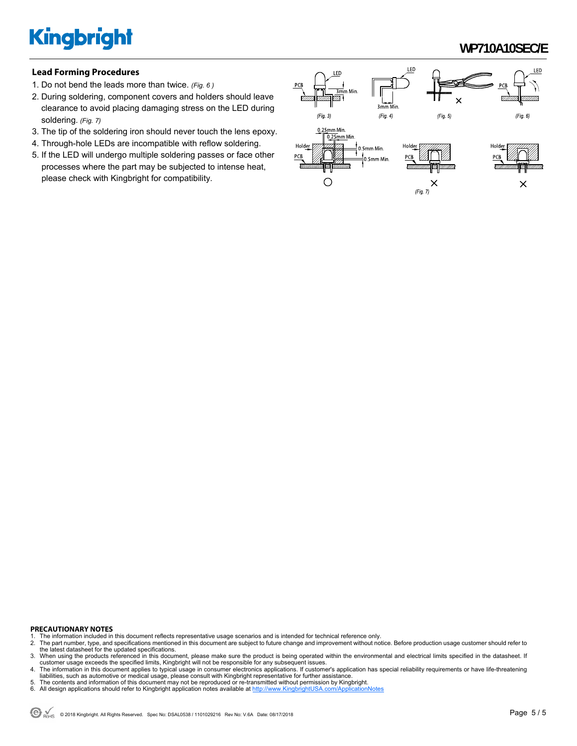### Lead Forming Procedures

1. Do not bend the leads more than twice. *(Fig. 6 )*
2. During soldering, component covers and holders should leave clearance to avoid placing damaging stress on the LED during soldering. *(Fig. 7)*
3. The tip of the soldering iron should never touch the lens epoxy.
4. Through-hole LEDs are incompatible with reflow soldering.
5. If the LED will undergo multiple soldering passes or face other processes where the part may be subjected to intense heat, please check with Kingbright for compatibility.

LED
PCB
3mm Min.
*(Fig. 3)*

LED
3mm Min.
*(Fig. 4)*

*(Fig. 5)*

LED
PCB
*(Fig. 6)*

0.25mm Min.
0.25mm Min.
Holder
PCB
0.5mm Min.
0.5mm Min.

Holder
PCB

Holder
PCB

*(Fig. 7)*

**PRECAUTIONARY NOTES**

1. The information included in this document reflects representative usage scenarios and is intended for technical reference only.
2. The part number, type, and specifications mentioned in this document are subject to future change and improvement without notice. Before production usage customer should refer to the latest datasheet for the updated specifications.
3. When using the products referenced in this document, please make sure the product is being operated within the environmental and electrical limits specified in the datasheet. If customer usage exceeds the specified limits, Kingbright will not be responsible for any subsequent issues.
4. The information in this document applies to typical usage in consumer electronics applications. If customer's application has special reliability requirements or have life-threatening liabilities, such as automotive or medical usage, please consult with Kingbright representative for further assistance.
5. The contents and information of this document may not be reproduced or re-transmitted without permission by Kingbright.
6. All design applications should refer to Kingbright application notes available at http://www.KingbrightUSA.com/ApplicationNotes

© 2018 Kingbright. All Rights Reserved. Spec No: DSAL0538 / 1101029216 Rev No: V.6A Date: 08/17/2018